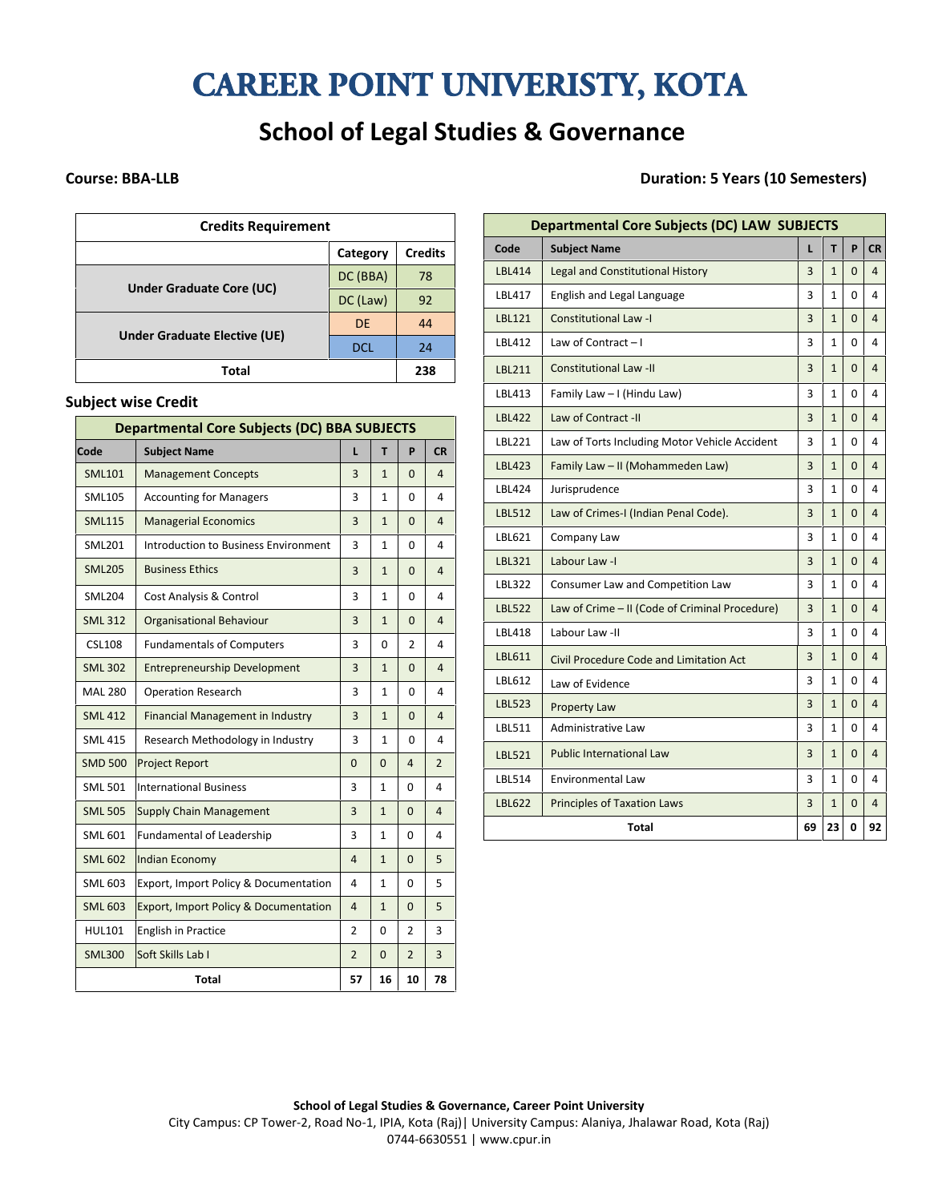# CAREER POINT UNIVERISTY, KOTA

## School of Legal Studies & Governance

**Course: BBA-LLB** **Duration: 5 Years (10 Semesters)**

| Credits Requirement | | |
|---|---|---|
| | Category | Credits |
| Under Graduate Core (UC) | DC (BBA) | 78 |
| | DC (Law) | 92 |
| Under Graduate Elective (UE) | DE | 44 |
| | DCL | 24 |
| Total | | 238 |

### Subject wise Credit

| Departmental Core Subjects (DC) BBA SUBJECTS | | | | | |
|---|---|---|---|---|---|
| Code | Subject Name | L | T | P | CR |
| SML101 | Management Concepts | 3 | 1 | 0 | 4 |
| SML105 | Accounting for Managers | 3 | 1 | 0 | 4 |
| SML115 | Managerial Economics | 3 | 1 | 0 | 4 |
| SML201 | Introduction to Business Environment | 3 | 1 | 0 | 4 |
| SML205 | Business Ethics | 3 | 1 | 0 | 4 |
| SML204 | Cost Analysis & Control | 3 | 1 | 0 | 4 |
| SML 312 | Organisational Behaviour | 3 | 1 | 0 | 4 |
| CSL108 | Fundamentals of Computers | 3 | 0 | 2 | 4 |
| SML 302 | Entrepreneurship Development | 3 | 1 | 0 | 4 |
| MAL 280 | Operation Research | 3 | 1 | 0 | 4 |
| SML 412 | Financial Management in Industry | 3 | 1 | 0 | 4 |
| SML 415 | Research Methodology in Industry | 3 | 1 | 0 | 4 |
| SMD 500 | Project Report | 0 | 0 | 4 | 2 |
| SML 501 | International Business | 3 | 1 | 0 | 4 |
| SML 505 | Supply Chain Management | 3 | 1 | 0 | 4 |
| SML 601 | Fundamental of Leadership | 3 | 1 | 0 | 4 |
| SML 602 | Indian Economy | 4 | 1 | 0 | 5 |
| SML 603 | Export, Import Policy & Documentation | 4 | 1 | 0 | 5 |
| SML 603 | Export, Import Policy & Documentation | 4 | 1 | 0 | 5 |
| HUL101 | English in Practice | 2 | 0 | 2 | 3 |
| SML300 | Soft Skills Lab I | 2 | 0 | 2 | 3 |
| Total | | 57 | 16 | 10 | 78 |

| Departmental Core Subjects (DC) LAW SUBJECTS | | | | | |
|---|---|---|---|---|---|
| Code | Subject Name | L | T | P | CR |
| LBL414 | Legal and Constitutional History | 3 | 1 | 0 | 4 |
| LBL417 | English and Legal Language | 3 | 1 | 0 | 4 |
| LBL121 | Constitutional Law -I | 3 | 1 | 0 | 4 |
| LBL412 | Law of Contract – I | 3 | 1 | 0 | 4 |
| LBL211 | Constitutional Law -II | 3 | 1 | 0 | 4 |
| LBL413 | Family Law – I (Hindu Law) | 3 | 1 | 0 | 4 |
| LBL422 | Law of Contract -II | 3 | 1 | 0 | 4 |
| LBL221 | Law of Torts Including Motor Vehicle Accident | 3 | 1 | 0 | 4 |
| LBL423 | Family Law – II (Mohammeden Law) | 3 | 1 | 0 | 4 |
| LBL424 | Jurisprudence | 3 | 1 | 0 | 4 |
| LBL512 | Law of Crimes-I (Indian Penal Code). | 3 | 1 | 0 | 4 |
| LBL621 | Company Law | 3 | 1 | 0 | 4 |
| LBL321 | Labour Law -I | 3 | 1 | 0 | 4 |
| LBL322 | Consumer Law and Competition Law | 3 | 1 | 0 | 4 |
| LBL522 | Law of Crime – II (Code of Criminal Procedure) | 3 | 1 | 0 | 4 |
| LBL418 | Labour Law -II | 3 | 1 | 0 | 4 |
| LBL611 | Civil Procedure Code and Limitation Act | 3 | 1 | 0 | 4 |
| LBL612 | Law of Evidence | 3 | 1 | 0 | 4 |
| LBL523 | Property Law | 3 | 1 | 0 | 4 |
| LBL511 | Administrative Law | 3 | 1 | 0 | 4 |
| LBL521 | Public International Law | 3 | 1 | 0 | 4 |
| LBL514 | Environmental Law | 3 | 1 | 0 | 4 |
| LBL622 | Principles of Taxation Laws | 3 | 1 | 0 | 4 |
| Total | | 69 | 23 | 0 | 92 |

**School of Legal Studies & Governance, Career Point University**
City Campus: CP Tower-2, Road No-1, IPIA, Kota (Raj)| University Campus: Alaniya, Jhalawar Road, Kota (Raj)
0744-6630551 | www.cpur.in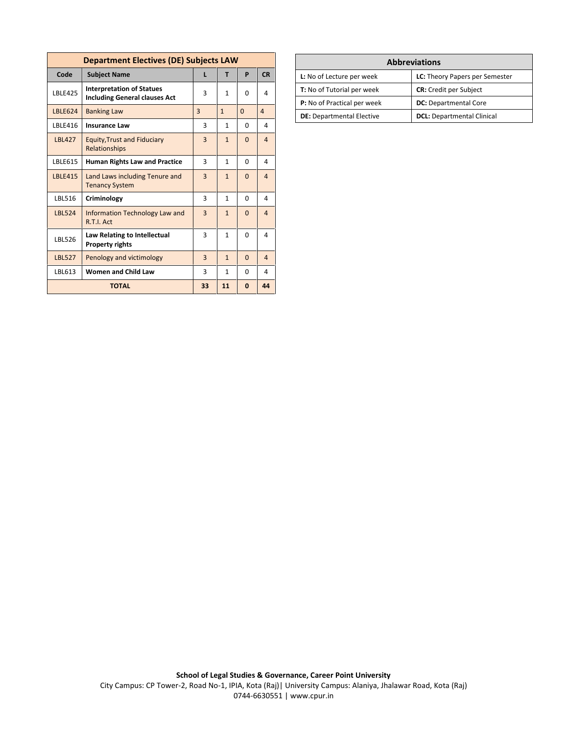| Department Electives (DE) Subjects LAW | | | | | |
|---|---|---|---|---|---|
| Code | Subject Name | L | T | P | CR |
| LBLE425 | **Interpretation of Statues Including General clauses Act** | 3 | 1 | 0 | 4 |
| LBLE624 | Banking Law | 3 | 1 | 0 | 4 |
| LBLE416 | **Insurance Law** | 3 | 1 | 0 | 4 |
| LBL427 | Equity,Trust and Fiduciary Relationships | 3 | 1 | 0 | 4 |
| LBLE615 | **Human Rights Law and Practice** | 3 | 1 | 0 | 4 |
| LBLE415 | Land Laws including Tenure and Tenancy System | 3 | 1 | 0 | 4 |
| LBL516 | **Criminology** | 3 | 1 | 0 | 4 |
| LBL524 | Information Technology Law and R.T.I. Act | 3 | 1 | 0 | 4 |
| LBL526 | **Law Relating to Intellectual Property rights** | 3 | 1 | 0 | 4 |
| LBL527 | Penology and victimology | 3 | 1 | 0 | 4 |
| LBL613 | **Women and Child Law** | 3 | 1 | 0 | 4 |
| **TOTAL** | | **33** | **11** | **0** | **44** |

| Abbreviations | |
|---|---|
| **L:** No of Lecture per week | **LC:** Theory Papers per Semester |
| **T:** No of Tutorial per week | **CR:** Credit per Subject |
| **P:** No of Practical per week | **DC:** Departmental Core |
| **DE:** Departmental Elective | **DCL:** Departmental Clinical |

**School of Legal Studies & Governance, Career Point University**

City Campus: CP Tower-2, Road No-1, IPIA, Kota (Raj)| University Campus: Alaniya, Jhalawar Road, Kota (Raj)

0744-6630551 | www.cpur.in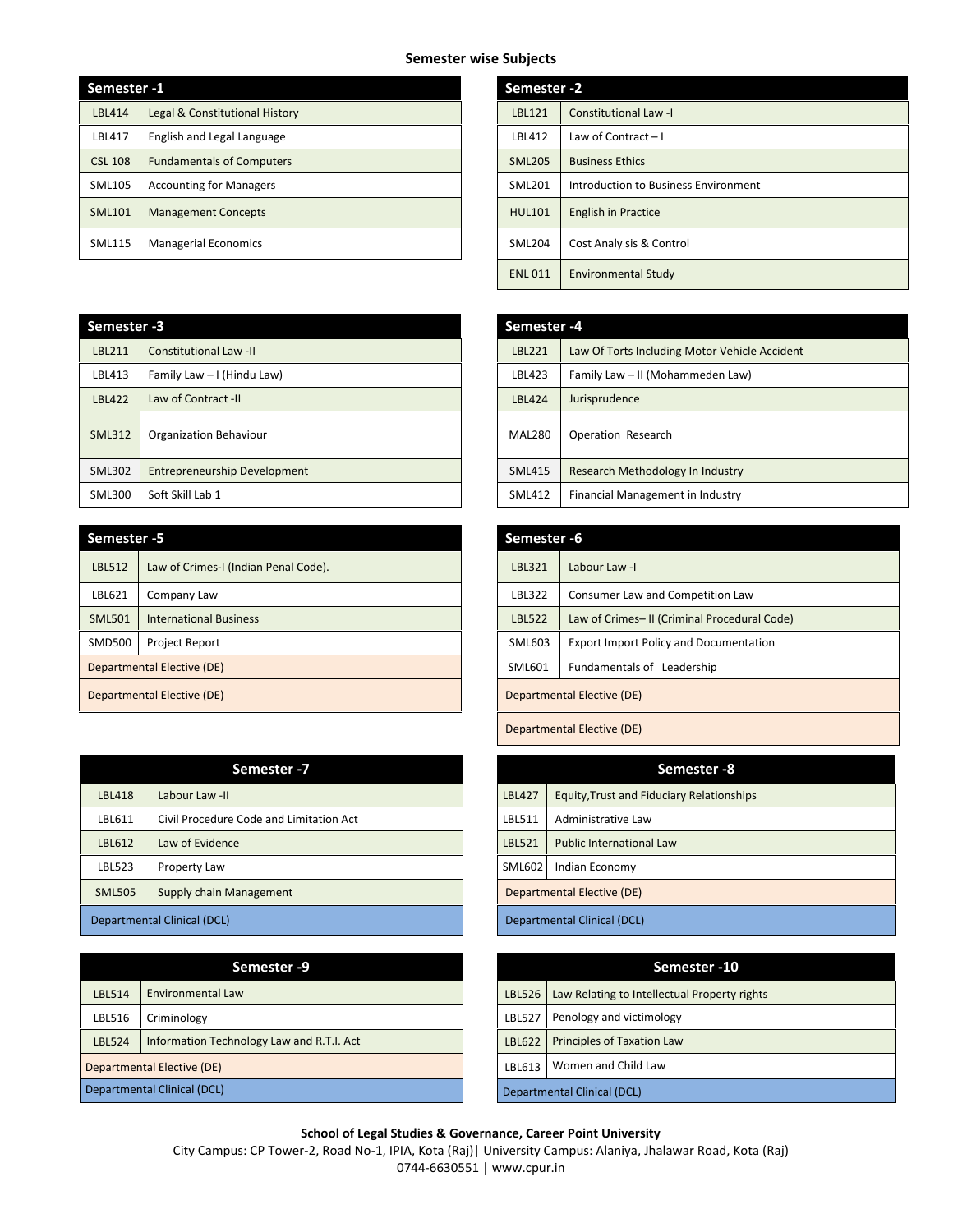## Semester wise Subjects

| Semester -1 | |
|---|---|
| LBL414 | Legal & Constitutional History |
| LBL417 | English and Legal Language |
| CSL 108 | Fundamentals of Computers |
| SML105 | Accounting for Managers |
| SML101 | Management Concepts |
| SML115 | Managerial Economics |

| Semester -2 | |
|---|---|
| LBL121 | Constitutional Law -I |
| LBL412 | Law of Contract – I |
| SML205 | Business Ethics |
| SML201 | Introduction to Business Environment |
| HUL101 | English in Practice |
| SML204 | Cost Analy sis & Control |
| ENL 011 | Environmental Study |

| Semester -3 | |
|---|---|
| LBL211 | Constitutional Law -II |
| LBL413 | Family Law – I (Hindu Law) |
| LBL422 | Law of Contract -II |
| SML312 | Organization Behaviour |
| SML302 | Entrepreneurship Development |
| SML300 | Soft Skill Lab 1 |

| Semester -4 | |
|---|---|
| LBL221 | Law Of Torts Including Motor Vehicle Accident |
| LBL423 | Family Law – II (Mohammeden Law) |
| LBL424 | Jurisprudence |
| MAL280 | Operation Research |
| SML415 | Research Methodology In Industry |
| SML412 | Financial Management in Industry |

| Semester -5 | |
|---|---|
| LBL512 | Law of Crimes-I (Indian Penal Code). |
| LBL621 | Company Law |
| SML501 | International Business |
| SMD500 | Project Report |
| Departmental Elective (DE) | |
| Departmental Elective (DE) | |

| Semester -6 | |
|---|---|
| LBL321 | Labour Law -I |
| LBL322 | Consumer Law and Competition Law |
| LBL522 | Law of Crimes– II (Criminal Procedural Code) |
| SML603 | Export Import Policy and Documentation |
| SML601 | Fundamentals of Leadership |
| Departmental Elective (DE) | |
| Departmental Elective (DE) | |

| Semester -7 | |
|---|---|
| LBL418 | Labour Law -II |
| LBL611 | Civil Procedure Code and Limitation Act |
| LBL612 | Law of Evidence |
| LBL523 | Property Law |
| SML505 | Supply chain Management |
| Departmental Clinical (DCL) | |

| Semester -8 | |
|---|---|
| LBL427 | Equity,Trust and Fiduciary Relationships |
| LBL511 | Administrative Law |
| LBL521 | Public International Law |
| SML602 | Indian Economy |
| Departmental Elective (DE) | |
| Departmental Clinical (DCL) | |

| Semester -9 | |
|---|---|
| LBL514 | Environmental Law |
| LBL516 | Criminology |
| LBL524 | Information Technology Law and R.T.I. Act |
| Departmental Elective (DE) | |
| Departmental Clinical (DCL) | |

| Semester -10 | |
|---|---|
| LBL526 | Law Relating to Intellectual Property rights |
| LBL527 | Penology and victimology |
| LBL622 | Principles of Taxation Law |
| LBL613 | Women and Child Law |
| Departmental Clinical (DCL) | |

**School of Legal Studies & Governance, Career Point University**
City Campus: CP Tower-2, Road No-1, IPIA, Kota (Raj)| University Campus: Alaniya, Jhalawar Road, Kota (Raj)
0744-6630551 | www.cpur.in